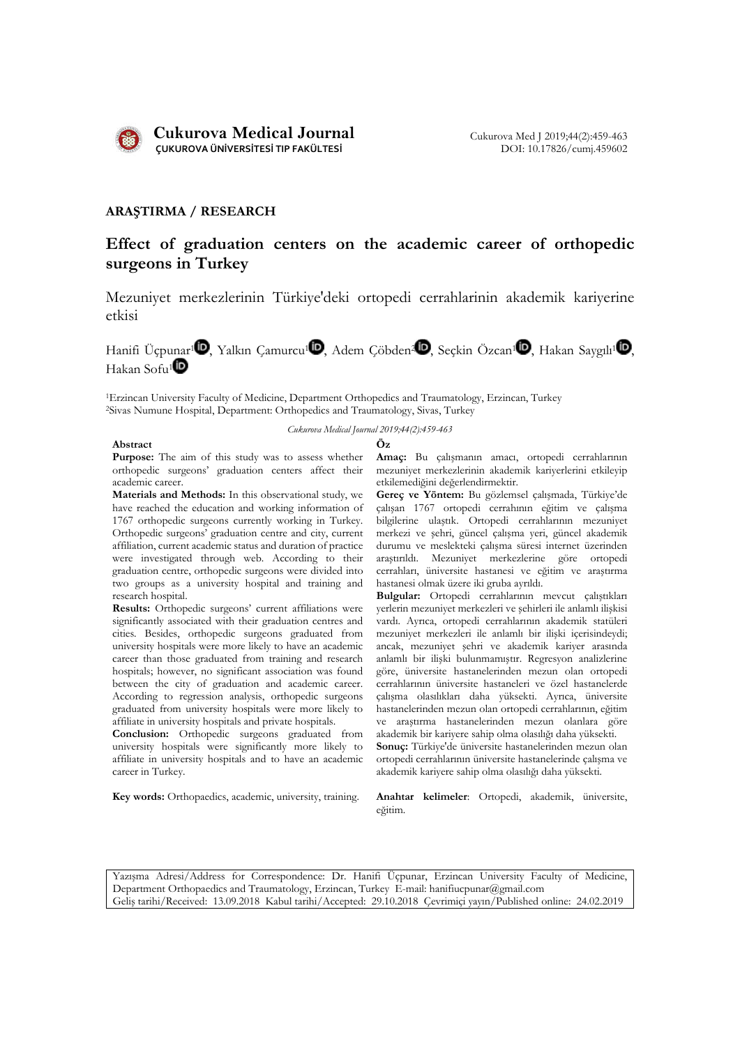**ARAŞTIRMA / RESEARCH**

# Effect of graduation centers on the academic career of orthopedic surgeons in Turkey

Mezuniyet merkezlerinin Türkiye'deki ortopedi cerrahlarinin akademik kariyerine etkisi

Hanifi Üçpunar[1], Yalkın Çamurcu[1], Adem Çöbden[2], Seçkin Özcan[1], Hakan Saygılı[1], Hakan Sofu[1]

[1]Erzincan University Faculty of Medicine, Department Orthopedics and Traumatology, Erzincan, Turkey
[2]Sivas Numune Hospital, Department: Orthopedics and Traumatology, Sivas, Turkey

*Cukurova Medical Journal 2019;44(2):459-463*

## Abstract

**Purpose:** The aim of this study was to assess whether orthopedic surgeons' graduation centers affect their academic career.

**Materials and Methods:** In this observational study, we have reached the education and working information of 1767 orthopedic surgeons currently working in Turkey. Orthopedic surgeons' graduation centre and city, current affiliation, current academic status and duration of practice were investigated through web. According to their graduation centre, orthopedic surgeons were divided into two groups as a university hospital and training and research hospital.

**Results:** Orthopedic surgeons' current affiliations were significantly associated with their graduation centres and cities. Besides, orthopedic surgeons graduated from university hospitals were more likely to have an academic career than those graduated from training and research hospitals; however, no significant association was found between the city of graduation and academic career. According to regression analysis, orthopedic surgeons graduated from university hospitals were more likely to affiliate in university hospitals and private hospitals.

**Conclusion:** Orthopedic surgeons graduated from university hospitals were significantly more likely to affiliate in university hospitals and to have an academic career in Turkey.

**Key words:** Orthopaedics, academic, university, training.

## Öz

**Amaç:** Bu çalışmanın amacı, ortopedi cerrahlarının mezuniyet merkezlerinin akademik kariyerlerini etkileyip etkilemediğini değerlendirmektir.

**Gereç ve Yöntem:** Bu gözlemsel çalışmada, Türkiye'de çalışan 1767 ortopedi cerrahının eğitim ve çalışma bilgilerine ulaştık. Ortopedi cerrahlarının mezuniyet merkezi ve şehri, güncel çalışma yeri, güncel akademik durumu ve meslekteki çalışma süresi internet üzerinden araştırıldı. Mezuniyet merkezlerine göre ortopedi cerrahları, üniversite hastanesi ve eğitim ve araştırma hastanesi olmak üzere iki gruba ayrıldı.

**Bulgular:** Ortopedi cerrahlarının mevcut çalıştıkları yerlerin mezuniyet merkezleri ve şehirleri ile anlamlı ilişkisi vardı. Ayrıca, ortopedi cerrahlarının akademik statüleri mezuniyet merkezleri ile anlamlı bir ilişki içerisindeydi; ancak, mezuniyet şehri ve akademik kariyer arasında anlamlı bir ilişki bulunmamıştır. Regresyon analizlerine göre, üniversite hastanelerinden mezun olan ortopedi cerrahlarının üniversite hastaneleri ve özel hastanelerde çalışma olasılıkları daha yüksekti. Ayrıca, üniversite hastanelerinden mezun olan ortopedi cerrahlarının, eğitim ve araştırma hastanelerinden mezun olanlara göre akademik bir kariyere sahip olma olasılığı daha yüksekti.

**Sonuç:** Türkiye'de üniversite hastanelerinden mezun olan ortopedi cerrahlarının üniversite hastanelerinde çalışma ve akademik kariyere sahip olma olasılığı daha yüksekti.

**Anahtar kelimeler**: Ortopedi, akademik, üniversite, eğitim.

Yazışma Adresi/Address for Correspondence: Dr. Hanifi Üçpunar, Erzincan University Faculty of Medicine, Department Orthopaedics and Traumatology, Erzincan, Turkey E-mail: hanifiucpunar@gmail.com
Geliş tarihi/Received: 13.09.2018 Kabul tarihi/Accepted: 29.10.2018 Çevrimiçi yayın/Published online: 24.02.2019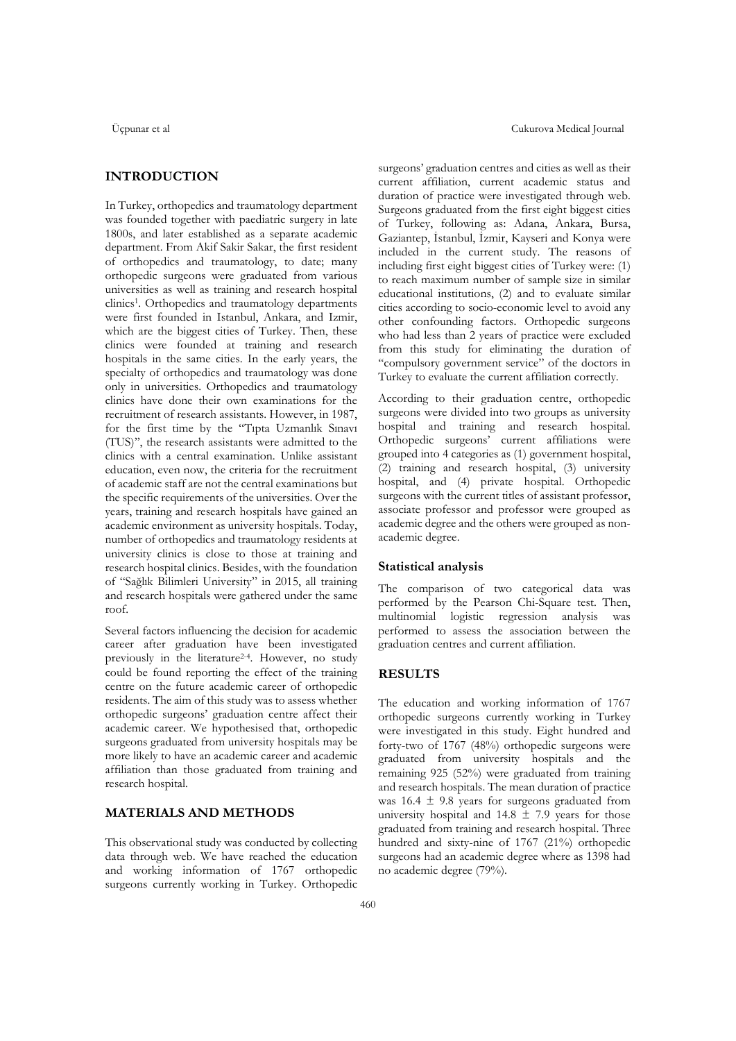## INTRODUCTION

In Turkey, orthopedics and traumatology department was founded together with paediatric surgery in late 1800s, and later established as a separate academic department. From Akif Sakir Sakar, the first resident of orthopedics and traumatology, to date; many orthopedic surgeons were graduated from various universities as well as training and research hospital clinics[1]. Orthopedics and traumatology departments were first founded in Istanbul, Ankara, and Izmir, which are the biggest cities of Turkey. Then, these clinics were founded at training and research hospitals in the same cities. In the early years, the specialty of orthopedics and traumatology was done only in universities. Orthopedics and traumatology clinics have done their own examinations for the recruitment of research assistants. However, in 1987, for the first time by the "Tıpta Uzmanlık Sınavı (TUS)", the research assistants were admitted to the clinics with a central examination. Unlike assistant education, even now, the criteria for the recruitment of academic staff are not the central examinations but the specific requirements of the universities. Over the years, training and research hospitals have gained an academic environment as university hospitals. Today, number of orthopedics and traumatology residents at university clinics is close to those at training and research hospital clinics. Besides, with the foundation of "Sağlık Bilimleri University" in 2015, all training and research hospitals were gathered under the same roof.

Several factors influencing the decision for academic career after graduation have been investigated previously in the literature[2-4]. However, no study could be found reporting the effect of the training centre on the future academic career of orthopedic residents. The aim of this study was to assess whether orthopedic surgeons' graduation centre affect their academic career. We hypothesised that, orthopedic surgeons graduated from university hospitals may be more likely to have an academic career and academic affiliation than those graduated from training and research hospital.

## MATERIALS AND METHODS

This observational study was conducted by collecting data through web. We have reached the education and working information of 1767 orthopedic surgeons currently working in Turkey. Orthopedic surgeons' graduation centres and cities as well as their current affiliation, current academic status and duration of practice were investigated through web. Surgeons graduated from the first eight biggest cities of Turkey, following as: Adana, Ankara, Bursa, Gaziantep, İstanbul, İzmir, Kayseri and Konya were included in the current study. The reasons of including first eight biggest cities of Turkey were: (1) to reach maximum number of sample size in similar educational institutions, (2) and to evaluate similar cities according to socio-economic level to avoid any other confounding factors. Orthopedic surgeons who had less than 2 years of practice were excluded from this study for eliminating the duration of "compulsory government service" of the doctors in Turkey to evaluate the current affiliation correctly.

According to their graduation centre, orthopedic surgeons were divided into two groups as university hospital and training and research hospital. Orthopedic surgeons' current affiliations were grouped into 4 categories as (1) government hospital, (2) training and research hospital, (3) university hospital, and (4) private hospital. Orthopedic surgeons with the current titles of assistant professor, associate professor and professor were grouped as academic degree and the others were grouped as non-academic degree.

### Statistical analysis

The comparison of two categorical data was performed by the Pearson Chi-Square test. Then, multinomial logistic regression analysis was performed to assess the association between the graduation centres and current affiliation.

## RESULTS

The education and working information of 1767 orthopedic surgeons currently working in Turkey were investigated in this study. Eight hundred and forty-two of 1767 (48%) orthopedic surgeons were graduated from university hospitals and the remaining 925 (52%) were graduated from training and research hospitals. The mean duration of practice was $16.4 \pm 9.8$ years for surgeons graduated from university hospital and $14.8 \pm 7.9$ years for those graduated from training and research hospital. Three hundred and sixty-nine of 1767 (21%) orthopedic surgeons had an academic degree where as 1398 had no academic degree (79%).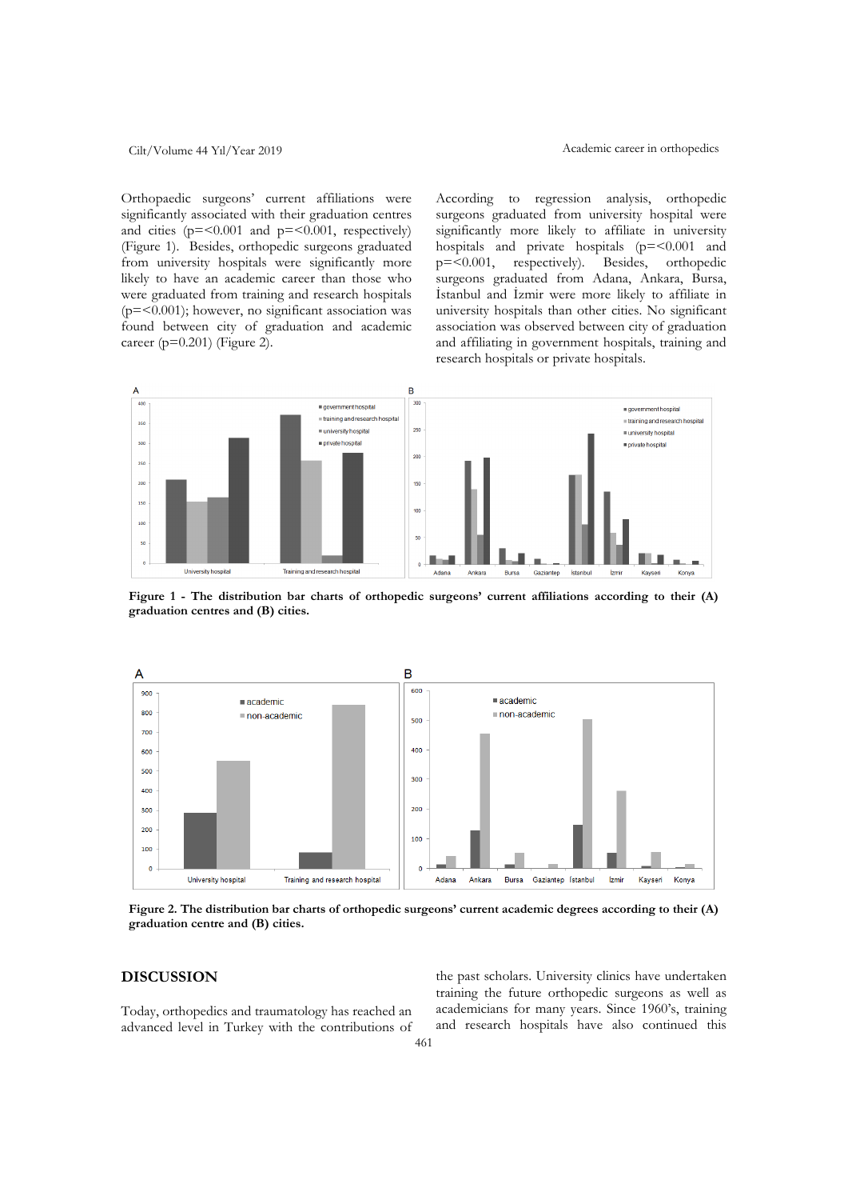Orthopaedic surgeons' current affiliations were significantly associated with their graduation centres and cities ($p=<0.001$ and $p=<0.001$, respectively) (Figure 1). Besides, orthopedic surgeons graduated from university hospitals were significantly more likely to have an academic career than those who were graduated from training and research hospitals ($p=<0.001$); however, no significant association was found between city of graduation and academic career ($p=0.201$) (Figure 2).

According to regression analysis, orthopedic surgeons graduated from university hospital were significantly more likely to affiliate in university hospitals and private hospitals ($p=<0.001$ and $p=<0.001$, respectively). Besides, orthopedic surgeons graduated from Adana, Ankara, Bursa, İstanbul and İzmir were more likely to affiliate in university hospitals than other cities. No significant association was observed between city of graduation and affiliating in government hospitals, training and research hospitals or private hospitals.

**Figure 1 - The distribution bar charts of orthopedic surgeons' current affiliations according to their (A) graduation centres and (B) cities.**

**Figure 2. The distribution bar charts of orthopedic surgeons' current academic degrees according to their (A) graduation centre and (B) cities.**

## DISCUSSION

Today, orthopedics and traumatology has reached an advanced level in Turkey with the contributions of the past scholars. University clinics have undertaken training the future orthopedic surgeons as well as academicians for many years. Since 1960's, training and research hospitals have also continued this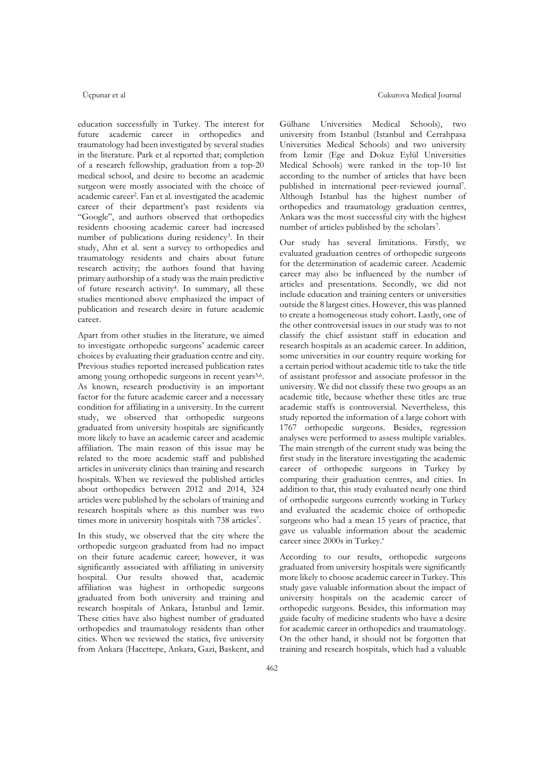education successfully in Turkey. The interest for future academic career in orthopedics and traumatology had been investigated by several studies in the literature. Park et al reported that; completion of a research fellowship, graduation from a top-20 medical school, and desire to become an academic surgeon were mostly associated with the choice of academic career[2]. Fan et al. investigated the academic career of their department's past residents via "Google", and authors observed that orthopedics residents choosing academic career had increased number of publications during residency[3]. In their study, Ahn et al. sent a survey to orthopedics and traumatology residents and chairs about future research activity; the authors found that having primary authorship of a study was the main predictive of future research activity[4]. In summary, all these studies mentioned above emphasized the impact of publication and research desire in future academic career.

Apart from other studies in the literature, we aimed to investigate orthopedic surgeons' academic career choices by evaluating their graduation centre and city. Previous studies reported increased publication rates among young orthopedic surgeons in recent years[5,6]. As known, research productivity is an important factor for the future academic career and a necessary condition for affiliating in a university. In the current study, we observed that orthopedic surgeons graduated from university hospitals are significantly more likely to have an academic career and academic affiliation. The main reason of this issue may be related to the more academic staff and published articles in university clinics than training and research hospitals. When we reviewed the published articles about orthopedics between 2012 and 2014, 324 articles were published by the scholars of training and research hospitals where as this number was two times more in university hospitals with 738 articles[7].

In this study, we observed that the city where the orthopedic surgeon graduated from had no impact on their future academic career; however, it was significantly associated with affiliating in university hospital. Our results showed that, academic affiliation was highest in orthopedic surgeons graduated from both university and training and research hospitals of Ankara, İstanbul and İzmir. These cities have also highest number of graduated orthopedics and traumatology residents than other cities. When we reviewed the statics, five university from Ankara (Hacettepe, Ankara, Gazi, Baskent, and Gülhane Universities Medical Schools), two university from Istanbul (Istanbul and Cerrahpasa Universities Medical Schools) and two university from İzmir (Ege and Dokuz Eylül Universities Medical Schools) were ranked in the top-10 list according to the number of articles that have been published in international peer-reviewed journal[7]. Although Istanbul has the highest number of orthopedics and traumatology graduation centres, Ankara was the most successful city with the highest number of articles published by the scholars[7].

Our study has several limitations. Firstly, we evaluated graduation centres of orthopedic surgeons for the determination of academic career. Academic career may also be influenced by the number of articles and presentations. Secondly, we did not include education and training centers or universities outside the 8 largest cities. However, this was planned to create a homogeneous study cohort. Lastly, one of the other controversial issues in our study was to not classify the chief assistant staff in education and research hospitals as an academic career. In addition, some universities in our country require working for a certain period without academic title to take the title of assistant professor and associate professor in the university. We did not classify these two groups as an academic title, because whether these titles are true academic staffs is controversial. Nevertheless, this study reported the information of a large cohort with 1767 orthopedic surgeons. Besides, regression analyses were performed to assess multiple variables. The main strength of the current study was being the first study in the literature investigating the academic career of orthopedic surgeons in Turkey by comparing their graduation centres, and cities. In addition to that, this study evaluated nearly one third of orthopedic surgeons currently working in Turkey and evaluated the academic choice of orthopedic surgeons who had a mean 15 years of practice, that gave us valuable information about the academic career since 2000s in Turkey.'

According to our results, orthopedic surgeons graduated from university hospitals were significantly more likely to choose academic career in Turkey. This study gave valuable information about the impact of university hospitals on the academic career of orthopedic surgeons. Besides, this information may guide faculty of medicine students who have a desire for academic career in orthopedics and traumatology. On the other hand, it should not be forgotten that training and research hospitals, which had a valuable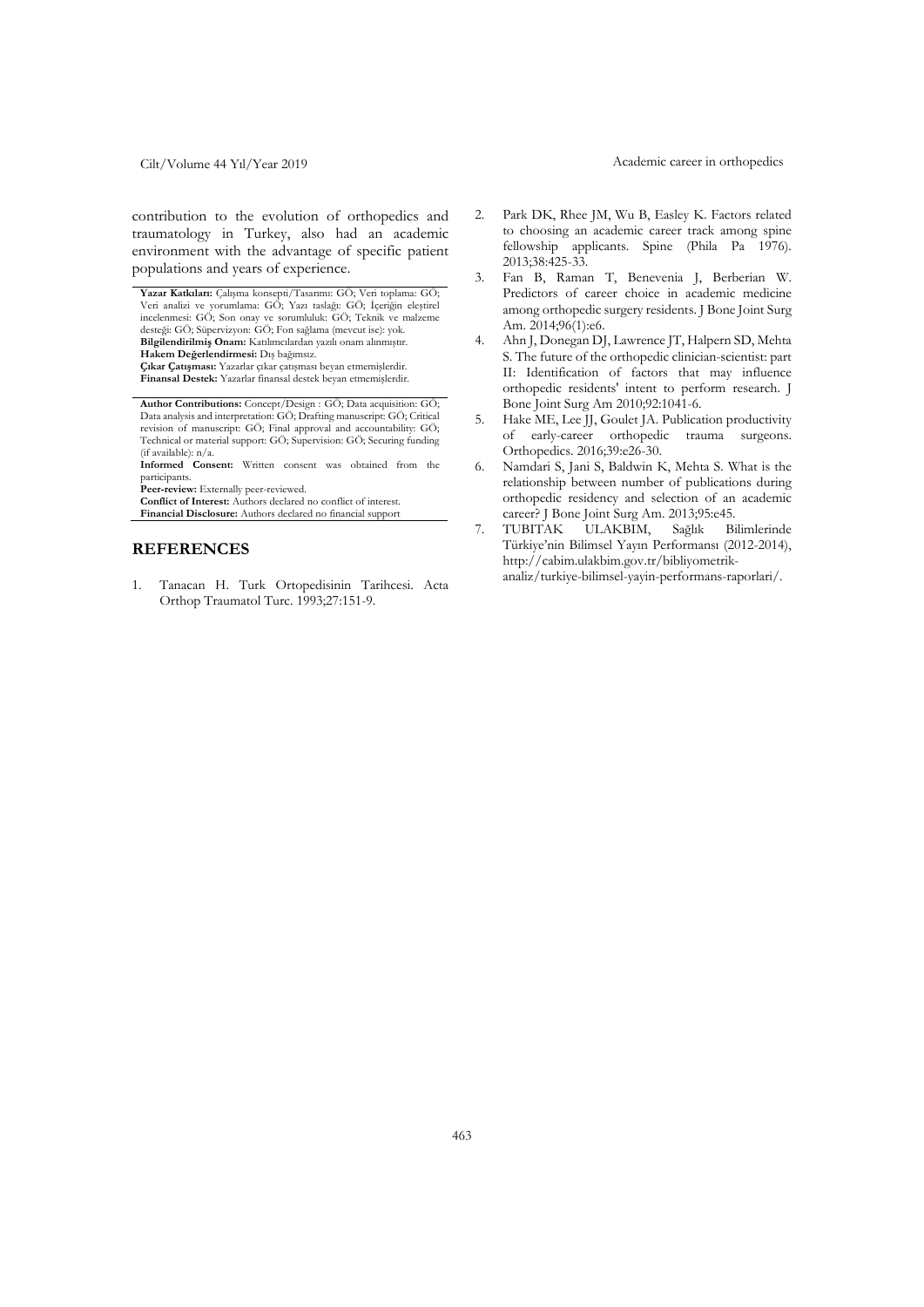contribution to the evolution of orthopedics and traumatology in Turkey, also had an academic environment with the advantage of specific patient populations and years of experience.

**Yazar Katkıları:** Çalışma konsepti/Tasarımı: GÖ; Veri toplama: GÖ; Veri analizi ve yorumlama: GÖ; Yazı taslağı: GÖ; İçeriğin eleştirel incelenmesi: GÖ; Son onay ve sorumluluk: GÖ; Teknik ve malzeme desteği: GÖ; Süpervizyon: GÖ; Fon sağlama (mevcut ise): yok.
**Bilgilendirilmiş Onam:** Katılımcılardan yazılı onam alınmıştır.
**Hakem Değerlendirmesi:** Dış bağımsız.
**Çıkar Çatışması:** Yazarlar çıkar çatışması beyan etmemişlerdir.
**Finansal Destek:** Yazarlar finansal destek beyan etmemişlerdir.

**Author Contributions:** Concept/Design : GÖ; Data acquisition: GÖ; Data analysis and interpretation: GÖ; Drafting manuscript: GÖ; Critical revision of manuscript: GÖ; Final approval and accountability: GÖ; Technical or material support: GÖ; Supervision: GÖ; Securing funding (if available): n/a.
**Informed Consent:** Written consent was obtained from the participants.
**Peer-review:** Externally peer-reviewed.
**Conflict of Interest:** Authors declared no conflict of interest.
**Financial Disclosure:** Authors declared no financial support

## REFERENCES

1. Tanacan H. Turk Ortopedisinin Tarihcesi. Acta Orthop Traumatol Turc. 1993;27:151-9.
2. Park DK, Rhee JM, Wu B, Easley K. Factors related to choosing an academic career track among spine fellowship applicants. Spine (Phila Pa 1976). 2013;38:425-33.
3. Fan B, Raman T, Benevenia J, Berberian W. Predictors of career choice in academic medicine among orthopedic surgery residents. J Bone Joint Surg Am. 2014;96(1):e6.
4. Ahn J, Donegan DJ, Lawrence JT, Halpern SD, Mehta S. The future of the orthopedic clinician-scientist: part II: Identification of factors that may influence orthopedic residents' intent to perform research. J Bone Joint Surg Am 2010;92:1041-6.
5. Hake ME, Lee JJ, Goulet JA. Publication productivity of early-career orthopedic trauma surgeons. Orthopedics. 2016;39:e26-30.
6. Namdari S, Jani S, Baldwin K, Mehta S. What is the relationship between number of publications during orthopedic residency and selection of an academic career? J Bone Joint Surg Am. 2013;95:e45.
7. TUBITAK ULAKBIM, Sağlık Bilimlerinde Türkiye'nin Bilimsel Yayın Performansı (2012-2014), http://cabim.ulakbim.gov.tr/bibliyometrik-analiz/turkiye-bilimsel-yayin-performans-raporlari/.